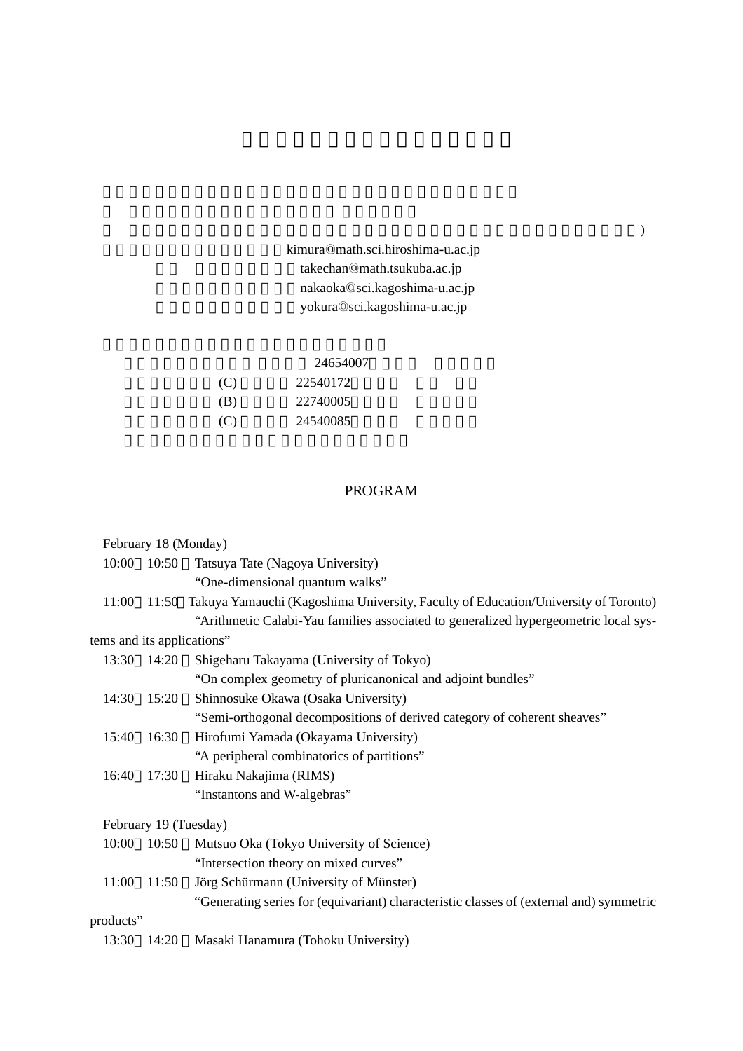kimura@math.sci.hiroshima-u.ac.jp

takechan@math.tsukuba.ac.jp

nakaoka@sci.kagoshima-u.ac.jp

yokura@sci.kagoshima-u.ac.jp

24654007

(C) 22540172

(B) 22740005

(C) 24540085

## PROGRAM

February 18 (Monday)

10:00 10:50 Tatsuya Tate (Nagoya University)
"One-dimensional quantum walks"

11:00 11:50 Takuya Yamauchi (Kagoshima University, Faculty of Education/University of Toronto)
"Arithmetic Calabi-Yau families associated to generalized hypergeometric local systems and its applications"

13:30 14:20 Shigeharu Takayama (University of Tokyo)
"On complex geometry of pluricanonical and adjoint bundles"

14:30 15:20 Shinnosuke Okawa (Osaka University)
"Semi-orthogonal decompositions of derived category of coherent sheaves"

15:40 16:30 Hirofumi Yamada (Okayama University)
"A peripheral combinatorics of partitions"

16:40 17:30 Hiraku Nakajima (RIMS)
"Instantons and W-algebras"

February 19 (Tuesday)

10:00 10:50 Mutsuo Oka (Tokyo University of Science)
"Intersection theory on mixed curves"

11:00 11:50 Jörg Schürmann (University of Münster)
"Generating series for (equivariant) characteristic classes of (external and) symmetric products"

13:30 14:20 Masaki Hanamura (Tohoku University)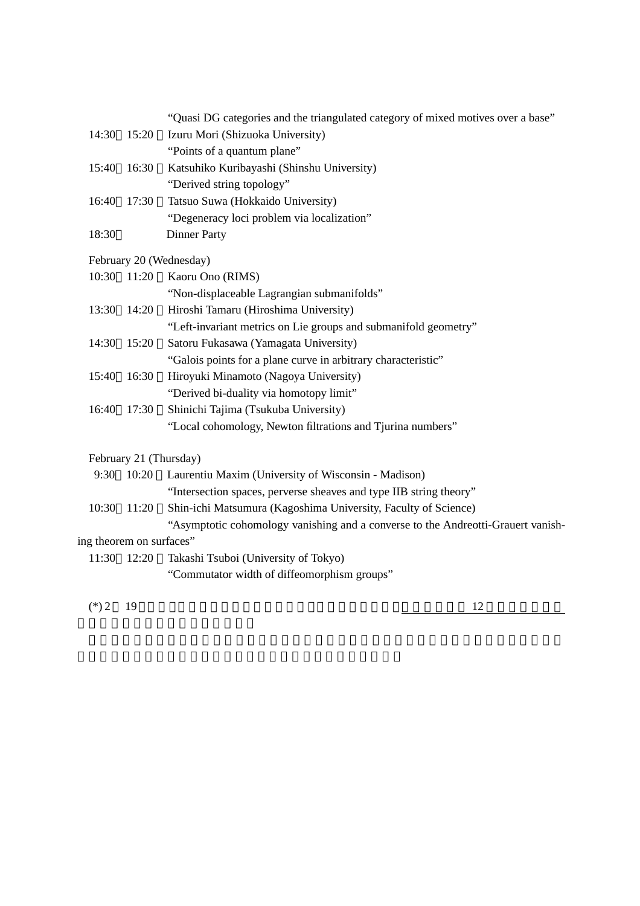"Quasi DG categories and the triangulated category of mixed motives over a base"

14:30 15:20 Izuru Mori (Shizuoka University)
"Points of a quantum plane"

15:40 16:30 Katsuhiko Kuribayashi (Shinshu University)
"Derived string topology"

16:40 17:30 Tatsuo Suwa (Hokkaido University)
"Degeneracy loci problem via localization"

18:30 Dinner Party

February 20 (Wednesday)

10:30 11:20 Kaoru Ono (RIMS)
"Non-displaceable Lagrangian submanifolds"

13:30 14:20 Hiroshi Tamaru (Hiroshima University)
"Left-invariant metrics on Lie groups and submanifold geometry"

14:30 15:20 Satoru Fukasawa (Yamagata University)
"Galois points for a plane curve in arbitrary characteristic"

15:40 16:30 Hiroyuki Minamoto (Nagoya University)
"Derived bi-duality via homotopy limit"

16:40 17:30 Shinichi Tajima (Tsukuba University)
"Local cohomology, Newton filtrations and Tjurina numbers"

February 21 (Thursday)

9:30 10:20 Laurentiu Maxim (University of Wisconsin - Madison)
"Intersection spaces, perverse sheaves and type IIB string theory"

10:30 11:20 Shin-ichi Matsumura (Kagoshima University, Faculty of Science)
"Asymptotic cohomology vanishing and a converse to the Andreotti-Grauert vanishing theorem on surfaces"

11:30 12:20 Takashi Tsuboi (University of Tokyo)
"Commutator width of diffeomorphism groups"

(*) 2 19 12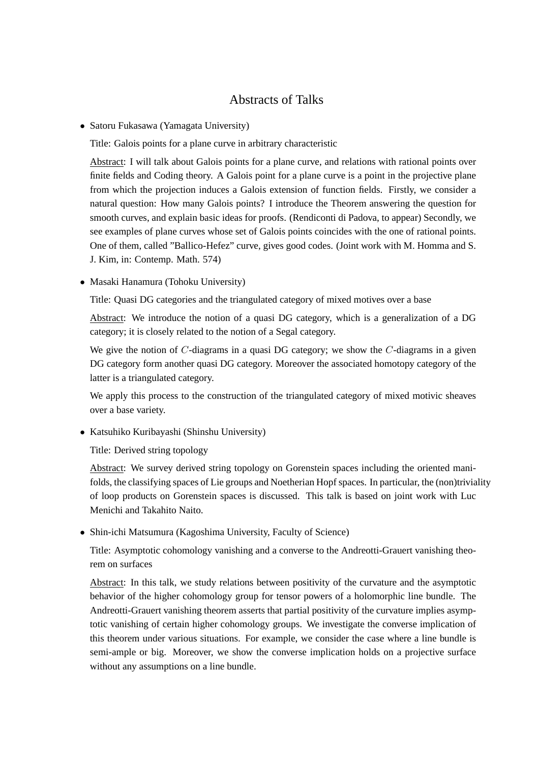# Abstracts of Talks

- Satoru Fukasawa (Yamagata University)

  Title: Galois points for a plane curve in arbitrary characteristic

  Abstract: I will talk about Galois points for a plane curve, and relations with rational points over finite fields and Coding theory. A Galois point for a plane curve is a point in the projective plane from which the projection induces a Galois extension of function fields. Firstly, we consider a natural question: How many Galois points? I introduce the Theorem answering the question for smooth curves, and explain basic ideas for proofs. (Rendiconti di Padova, to appear) Secondly, we see examples of plane curves whose set of Galois points coincides with the one of rational points. One of them, called "Ballico-Hefez" curve, gives good codes. (Joint work with M. Homma and S. J. Kim, in: Contemp. Math. 574)

- Masaki Hanamura (Tohoku University)

  Title: Quasi DG categories and the triangulated category of mixed motives over a base

  Abstract: We introduce the notion of a quasi DG category, which is a generalization of a DG category; it is closely related to the notion of a Segal category.

  We give the notion of $C$-diagrams in a quasi DG category; we show the $C$-diagrams in a given DG category form another quasi DG category. Moreover the associated homotopy category of the latter is a triangulated category.

  We apply this process to the construction of the triangulated category of mixed motivic sheaves over a base variety.

- Katsuhiko Kuribayashi (Shinshu University)

  Title: Derived string topology

  Abstract: We survey derived string topology on Gorenstein spaces including the oriented manifolds, the classifying spaces of Lie groups and Noetherian Hopf spaces. In particular, the (non)triviality of loop products on Gorenstein spaces is discussed. This talk is based on joint work with Luc Menichi and Takahito Naito.

- Shin-ichi Matsumura (Kagoshima University, Faculty of Science)

  Title: Asymptotic cohomology vanishing and a converse to the Andreotti-Grauert vanishing theorem on surfaces

  Abstract: In this talk, we study relations between positivity of the curvature and the asymptotic behavior of the higher cohomology group for tensor powers of a holomorphic line bundle. The Andreotti-Grauert vanishing theorem asserts that partial positivity of the curvature implies asymptotic vanishing of certain higher cohomology groups. We investigate the converse implication of this theorem under various situations. For example, we consider the case where a line bundle is semi-ample or big. Moreover, we show the converse implication holds on a projective surface without any assumptions on a line bundle.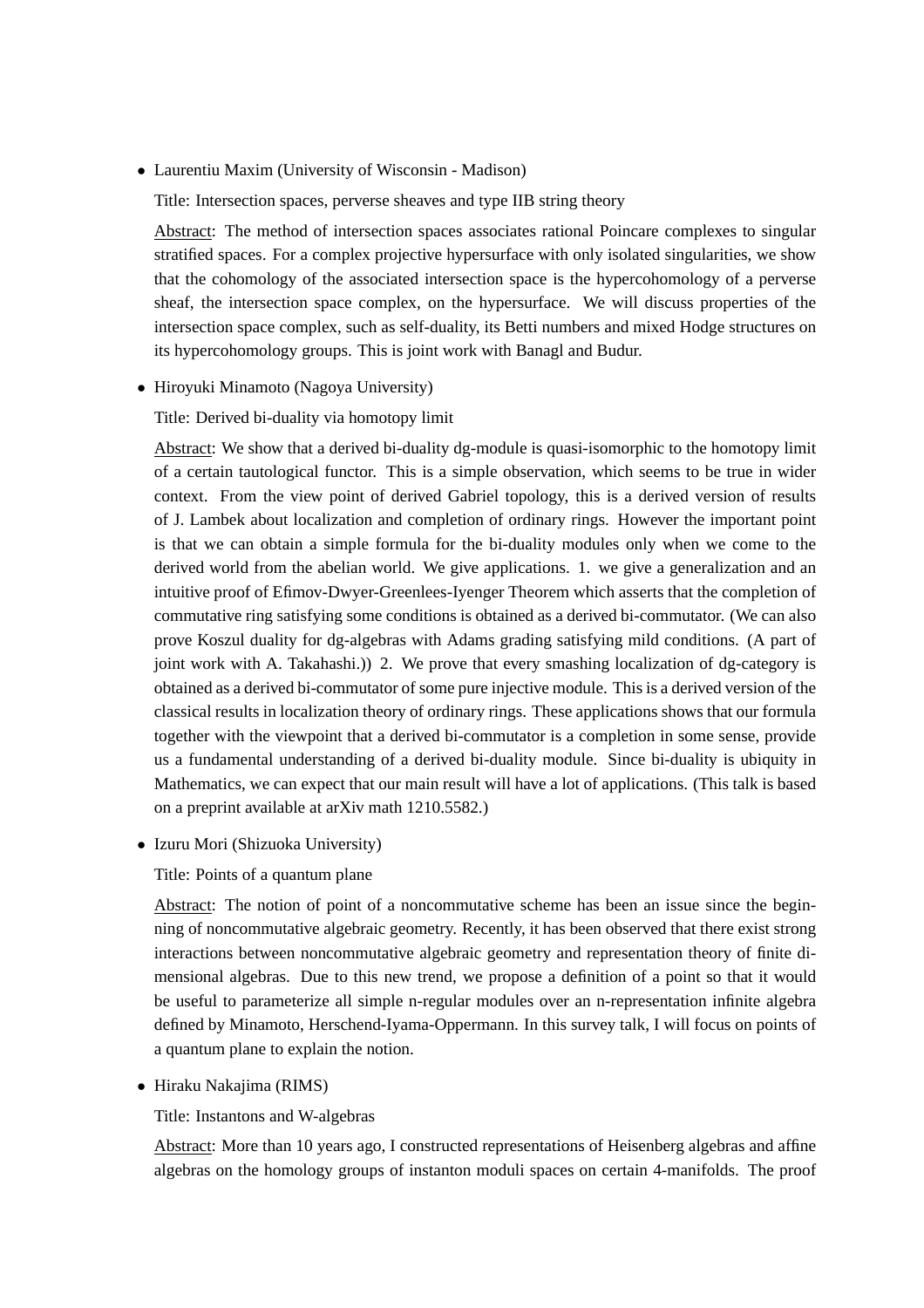- Laurentiu Maxim (University of Wisconsin - Madison)

  Title: Intersection spaces, perverse sheaves and type IIB string theory

  Abstract: The method of intersection spaces associates rational Poincare complexes to singular stratified spaces. For a complex projective hypersurface with only isolated singularities, we show that the cohomology of the associated intersection space is the hypercohomology of a perverse sheaf, the intersection space complex, on the hypersurface. We will discuss properties of the intersection space complex, such as self-duality, its Betti numbers and mixed Hodge structures on its hypercohomology groups. This is joint work with Banagl and Budur.

- Hiroyuki Minamoto (Nagoya University)

  Title: Derived bi-duality via homotopy limit

  Abstract: We show that a derived bi-duality dg-module is quasi-isomorphic to the homotopy limit of a certain tautological functor. This is a simple observation, which seems to be true in wider context. From the view point of derived Gabriel topology, this is a derived version of results of J. Lambek about localization and completion of ordinary rings. However the important point is that we can obtain a simple formula for the bi-duality modules only when we come to the derived world from the abelian world. We give applications. 1. we give a generalization and an intuitive proof of Efimov-Dwyer-Greenlees-Iyenger Theorem which asserts that the completion of commutative ring satisfying some conditions is obtained as a derived bi-commutator. (We can also prove Koszul duality for dg-algebras with Adams grading satisfying mild conditions. (A part of joint work with A. Takahashi.)) 2. We prove that every smashing localization of dg-category is obtained as a derived bi-commutator of some pure injective module. This is a derived version of the classical results in localization theory of ordinary rings. These applications shows that our formula together with the viewpoint that a derived bi-commutator is a completion in some sense, provide us a fundamental understanding of a derived bi-duality module. Since bi-duality is ubiquity in Mathematics, we can expect that our main result will have a lot of applications. (This talk is based on a preprint available at arXiv math 1210.5582.)

- Izuru Mori (Shizuoka University)

  Title: Points of a quantum plane

  Abstract: The notion of point of a noncommutative scheme has been an issue since the beginning of noncommutative algebraic geometry. Recently, it has been observed that there exist strong interactions between noncommutative algebraic geometry and representation theory of finite dimensional algebras. Due to this new trend, we propose a definition of a point so that it would be useful to parameterize all simple n-regular modules over an n-representation infinite algebra defined by Minamoto, Herschend-Iyama-Oppermann. In this survey talk, I will focus on points of a quantum plane to explain the notion.

- Hiraku Nakajima (RIMS)

  Title: Instantons and W-algebras

  Abstract: More than 10 years ago, I constructed representations of Heisenberg algebras and affine algebras on the homology groups of instanton moduli spaces on certain 4-manifolds. The proof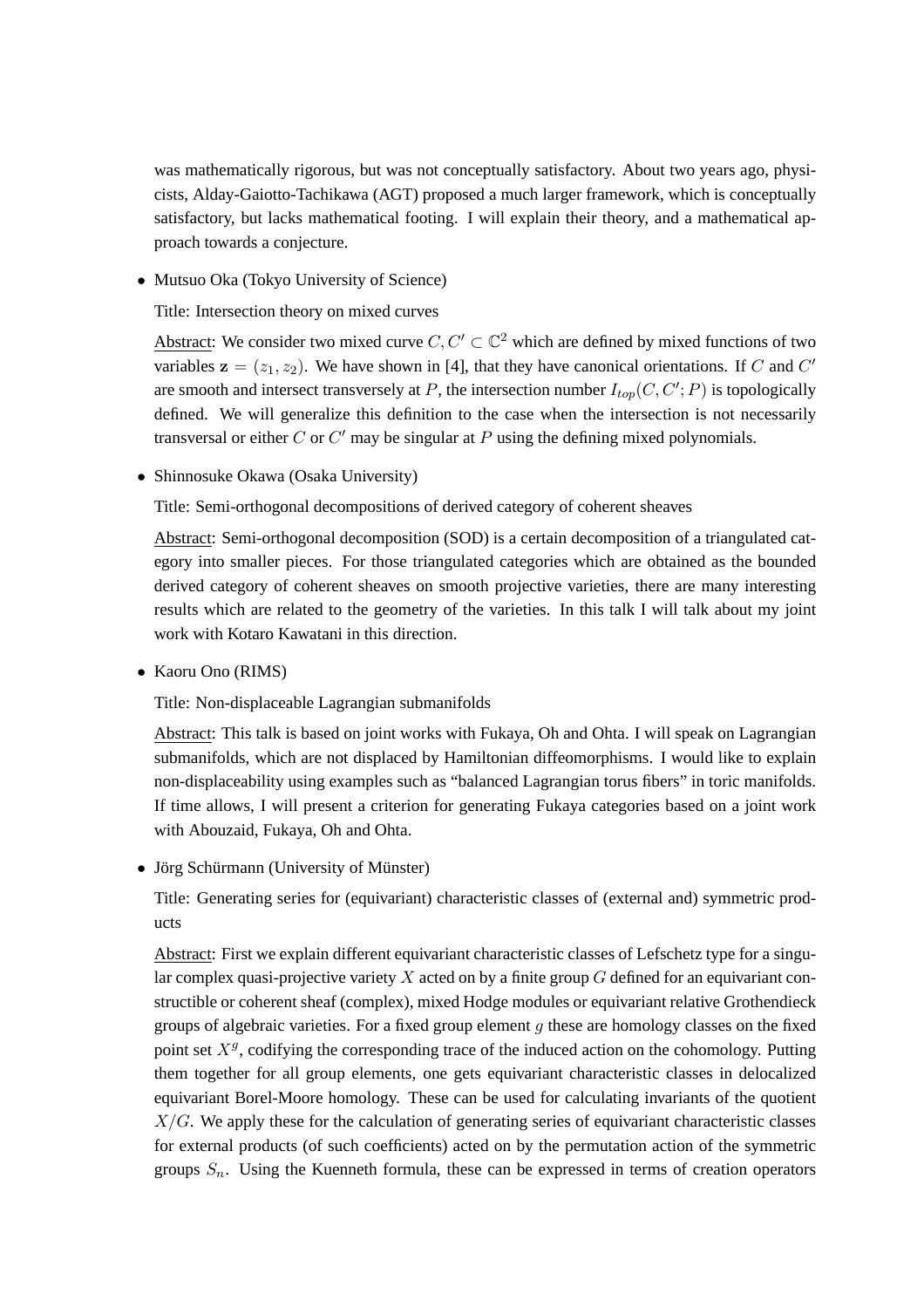was mathematically rigorous, but was not conceptually satisfactory. About two years ago, physicists, Alday-Gaiotto-Tachikawa (AGT) proposed a much larger framework, which is conceptually satisfactory, but lacks mathematical footing. I will explain their theory, and a mathematical approach towards a conjecture.

- Mutsuo Oka (Tokyo University of Science)

  Title: Intersection theory on mixed curves

  Abstract: We consider two mixed curve $C, C' \subset \mathbb{C}^2$ which are defined by mixed functions of two variables $\mathbf{z} = (z_1, z_2)$. We have shown in [4], that they have canonical orientations. If $C$ and $C'$ are smooth and intersect transversely at $P$, the intersection number $I_{top}(C, C'; P)$ is topologically defined. We will generalize this definition to the case when the intersection is not necessarily transversal or either $C$ or $C'$ may be singular at $P$ using the defining mixed polynomials.

- Shinnosuke Okawa (Osaka University)

  Title: Semi-orthogonal decompositions of derived category of coherent sheaves

  Abstract: Semi-orthogonal decomposition (SOD) is a certain decomposition of a triangulated category into smaller pieces. For those triangulated categories which are obtained as the bounded derived category of coherent sheaves on smooth projective varieties, there are many interesting results which are related to the geometry of the varieties. In this talk I will talk about my joint work with Kotaro Kawatani in this direction.

- Kaoru Ono (RIMS)

  Title: Non-displaceable Lagrangian submanifolds

  Abstract: This talk is based on joint works with Fukaya, Oh and Ohta. I will speak on Lagrangian submanifolds, which are not displaced by Hamiltonian diffeomorphisms. I would like to explain non-displaceability using examples such as "balanced Lagrangian torus fibers" in toric manifolds. If time allows, I will present a criterion for generating Fukaya categories based on a joint work with Abouzaid, Fukaya, Oh and Ohta.

- Jörg Schürmann (University of Münster)

  Title: Generating series for (equivariant) characteristic classes of (external and) symmetric products

  Abstract: First we explain different equivariant characteristic classes of Lefschetz type for a singular complex quasi-projective variety $X$ acted on by a finite group $G$ defined for an equivariant constructible or coherent sheaf (complex), mixed Hodge modules or equivariant relative Grothendieck groups of algebraic varieties. For a fixed group element $g$ these are homology classes on the fixed point set $X^g$, codifying the corresponding trace of the induced action on the cohomology. Putting them together for all group elements, one gets equivariant characteristic classes in delocalized equivariant Borel-Moore homology. These can be used for calculating invariants of the quotient $X/G$. We apply these for the calculation of generating series of equivariant characteristic classes for external products (of such coefficients) acted on by the permutation action of the symmetric groups $S_n$. Using the Kuenneth formula, these can be expressed in terms of creation operators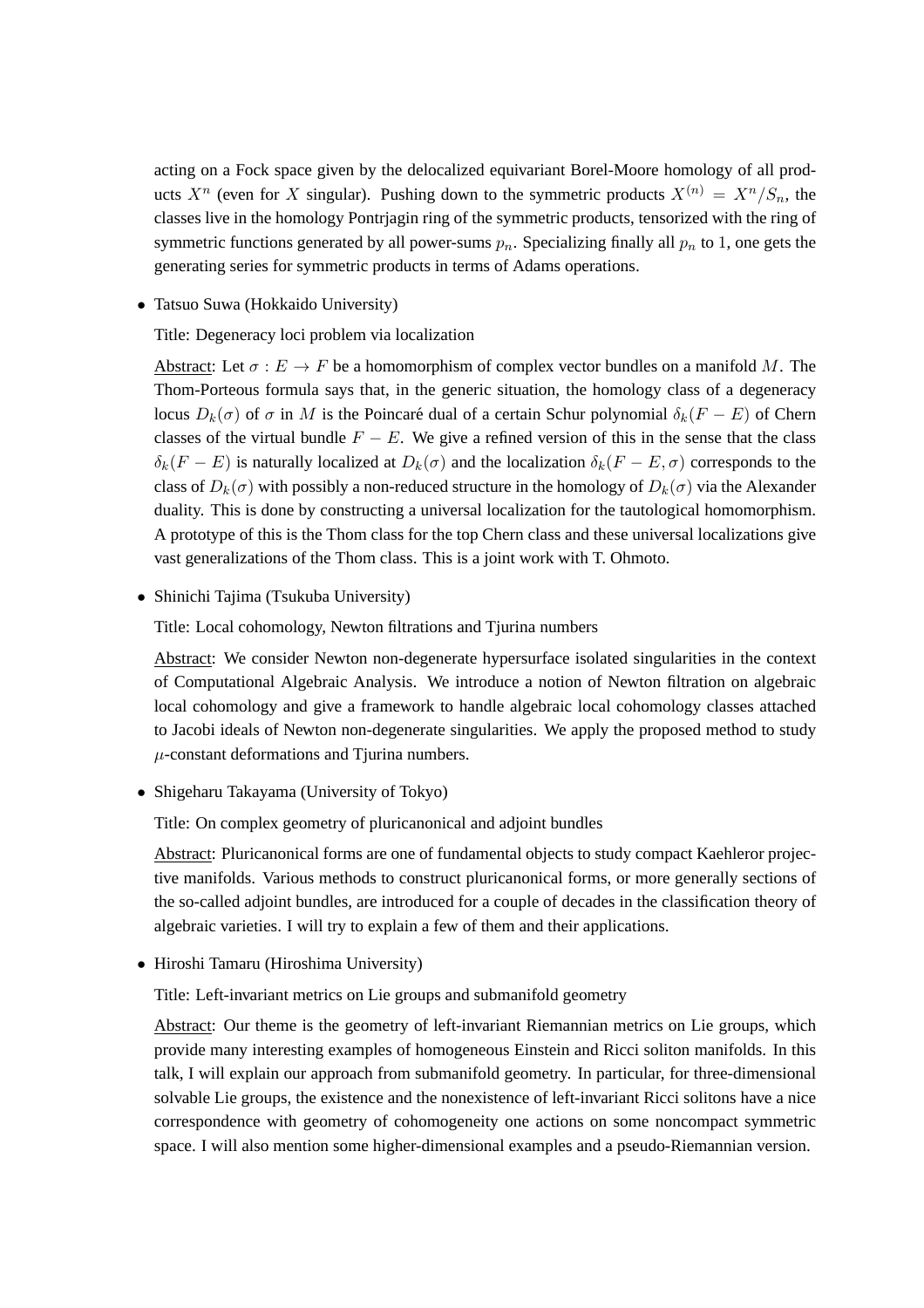acting on a Fock space given by the delocalized equivariant Borel-Moore homology of all products $X^n$ (even for $X$ singular). Pushing down to the symmetric products $X^{(n)} = X^n/S_n$, the classes live in the homology Pontrjagin ring of the symmetric products, tensorized with the ring of symmetric functions generated by all power-sums $p_n$. Specializing finally all $p_n$ to 1, one gets the generating series for symmetric products in terms of Adams operations.

- Tatsuo Suwa (Hokkaido University)

  Title: Degeneracy loci problem via localization

  Abstract: Let $\sigma : E \to F$ be a homomorphism of complex vector bundles on a manifold $M$. The Thom-Porteous formula says that, in the generic situation, the homology class of a degeneracy locus $D_k(\sigma)$ of $\sigma$ in $M$ is the Poincaré dual of a certain Schur polynomial $\delta_k(F - E)$ of Chern classes of the virtual bundle $F - E$. We give a refined version of this in the sense that the class $\delta_k(F - E)$ is naturally localized at $D_k(\sigma)$ and the localization $\delta_k(F - E, \sigma)$ corresponds to the class of $D_k(\sigma)$ with possibly a non-reduced structure in the homology of $D_k(\sigma)$ via the Alexander duality. This is done by constructing a universal localization for the tautological homomorphism. A prototype of this is the Thom class for the top Chern class and these universal localizations give vast generalizations of the Thom class. This is a joint work with T. Ohmoto.

- Shinichi Tajima (Tsukuba University)

  Title: Local cohomology, Newton filtrations and Tjurina numbers

  Abstract: We consider Newton non-degenerate hypersurface isolated singularities in the context of Computational Algebraic Analysis. We introduce a notion of Newton filtration on algebraic local cohomology and give a framework to handle algebraic local cohomology classes attached to Jacobi ideals of Newton non-degenerate singularities. We apply the proposed method to study $\mu$-constant deformations and Tjurina numbers.

- Shigeharu Takayama (University of Tokyo)

  Title: On complex geometry of pluricanonical and adjoint bundles

  Abstract: Pluricanonical forms are one of fundamental objects to study compact Kaehleror projective manifolds. Various methods to construct pluricanonical forms, or more generally sections of the so-called adjoint bundles, are introduced for a couple of decades in the classification theory of algebraic varieties. I will try to explain a few of them and their applications.

- Hiroshi Tamaru (Hiroshima University)

  Title: Left-invariant metrics on Lie groups and submanifold geometry

  Abstract: Our theme is the geometry of left-invariant Riemannian metrics on Lie groups, which provide many interesting examples of homogeneous Einstein and Ricci soliton manifolds. In this talk, I will explain our approach from submanifold geometry. In particular, for three-dimensional solvable Lie groups, the existence and the nonexistence of left-invariant Ricci solitons have a nice correspondence with geometry of cohomogeneity one actions on some noncompact symmetric space. I will also mention some higher-dimensional examples and a pseudo-Riemannian version.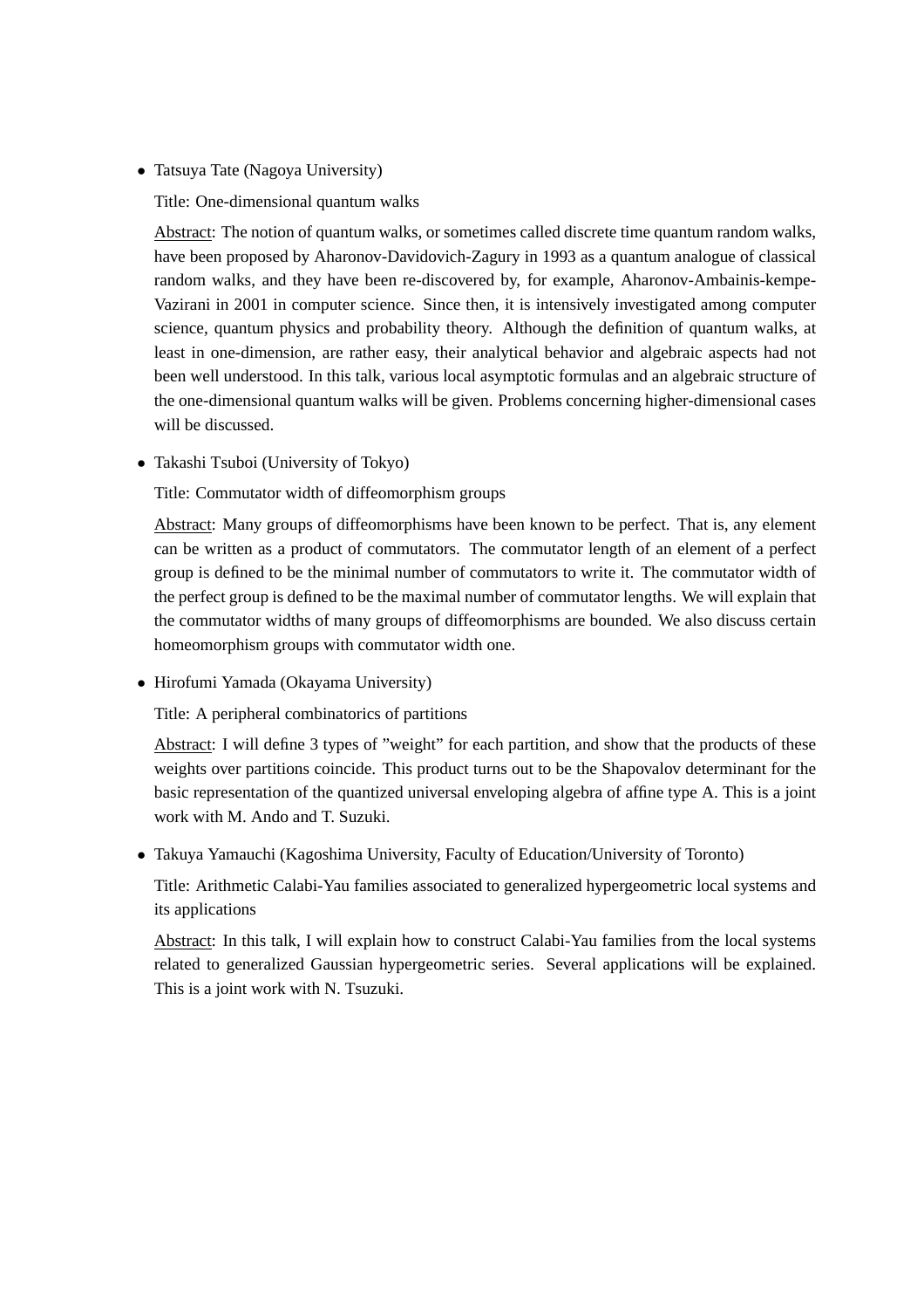- Tatsuya Tate (Nagoya University)

  Title: One-dimensional quantum walks

  Abstract: The notion of quantum walks, or sometimes called discrete time quantum random walks, have been proposed by Aharonov-Davidovich-Zagury in 1993 as a quantum analogue of classical random walks, and they have been re-discovered by, for example, Aharonov-Ambainis-kempe-Vazirani in 2001 in computer science. Since then, it is intensively investigated among computer science, quantum physics and probability theory. Although the definition of quantum walks, at least in one-dimension, are rather easy, their analytical behavior and algebraic aspects had not been well understood. In this talk, various local asymptotic formulas and an algebraic structure of the one-dimensional quantum walks will be given. Problems concerning higher-dimensional cases will be discussed.

- Takashi Tsuboi (University of Tokyo)

  Title: Commutator width of diffeomorphism groups

  Abstract: Many groups of diffeomorphisms have been known to be perfect. That is, any element can be written as a product of commutators. The commutator length of an element of a perfect group is defined to be the minimal number of commutators to write it. The commutator width of the perfect group is defined to be the maximal number of commutator lengths. We will explain that the commutator widths of many groups of diffeomorphisms are bounded. We also discuss certain homeomorphism groups with commutator width one.

- Hirofumi Yamada (Okayama University)

  Title: A peripheral combinatorics of partitions

  Abstract: I will define 3 types of "weight" for each partition, and show that the products of these weights over partitions coincide. This product turns out to be the Shapovalov determinant for the basic representation of the quantized universal enveloping algebra of affine type A. This is a joint work with M. Ando and T. Suzuki.

- Takuya Yamauchi (Kagoshima University, Faculty of Education/University of Toronto)

  Title: Arithmetic Calabi-Yau families associated to generalized hypergeometric local systems and its applications

  Abstract: In this talk, I will explain how to construct Calabi-Yau families from the local systems related to generalized Gaussian hypergeometric series. Several applications will be explained. This is a joint work with N. Tsuzuki.